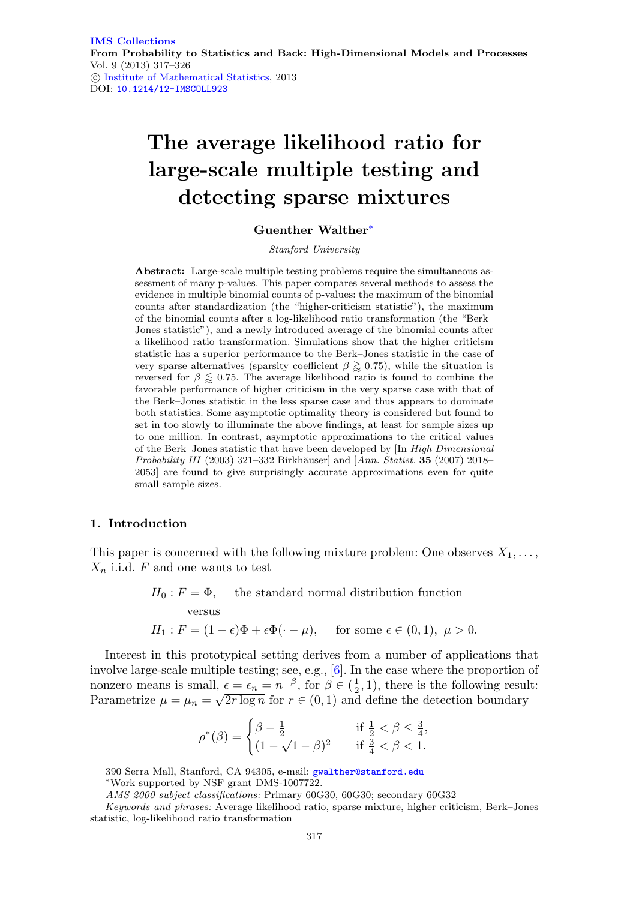# The average likelihood ratio for large-scale multiple testing and detecting sparse mixtures

**Guenther Walther***

*Stanford University*

**Abstract:** Large-scale multiple testing problems require the simultaneous assessment of many p-values. This paper compares several methods to assess the evidence in multiple binomial counts of p-values: the maximum of the binomial counts after standardization (the "higher-criticism statistic"), the maximum of the binomial counts after a log-likelihood ratio transformation (the "Berk–Jones statistic"), and a newly introduced average of the binomial counts after a likelihood ratio transformation. Simulations show that the higher criticism statistic has a superior performance to the Berk–Jones statistic in the case of very sparse alternatives (sparsity coefficient $\beta \gtrapprox 0.75$), while the situation is reversed for $\beta \lessapprox 0.75$. The average likelihood ratio is found to combine the favorable performance of higher criticism in the very sparse case with that of the Berk–Jones statistic in the less sparse case and thus appears to dominate both statistics. Some asymptotic optimality theory is considered but found to set in too slowly to illuminate the above findings, at least for sample sizes up to one million. In contrast, asymptotic approximations to the critical values of the Berk–Jones statistic that have been developed by [In *High Dimensional Probability III* (2003) 321–332 Birkhäuser] and [*Ann. Statist.* **35** (2007) 2018–2053] are found to give surprisingly accurate approximations even for quite small sample sizes.

## 1. Introduction

This paper is concerned with the following mixture problem: One observes $X_1, \ldots, X_n$ i.i.d. $F$ and one wants to test

$$H_0 : F = \Phi, \qquad \text{the standard normal distribution function}$$

$$\text{versus}$$

$$H_1 : F = (1-\epsilon)\Phi + \epsilon\Phi(\cdot - \mu), \qquad \text{for some } \epsilon \in (0,1),\ \mu > 0.$$

Interest in this prototypical setting derives from a number of applications that involve large-scale multiple testing; see, e.g., [6]. In the case where the proportion of nonzero means is small, $\epsilon = \epsilon_n = n^{-\beta}$, for $\beta \in (\frac{1}{2}, 1)$, there is the following result: Parametrize $\mu = \mu_n = \sqrt{2r \log n}$ for $r \in (0,1)$ and define the detection boundary

$$\rho^*(\beta) = \begin{cases} \beta - \frac{1}{2} & \text{if } \frac{1}{2} < \beta \leq \frac{3}{4}, \\ (1 - \sqrt{1-\beta})^2 & \text{if } \frac{3}{4} < \beta < 1. \end{cases}$$

---

390 Serra Mall, Stanford, CA 94305, e-mail: gwalther@stanford.edu

*Work supported by NSF grant DMS-1007722.

*AMS 2000 subject classifications:* Primary 60G30, 60G30; secondary 60G32

*Keywords and phrases:* Average likelihood ratio, sparse mixture, higher criticism, Berk–Jones statistic, log-likelihood ratio transformation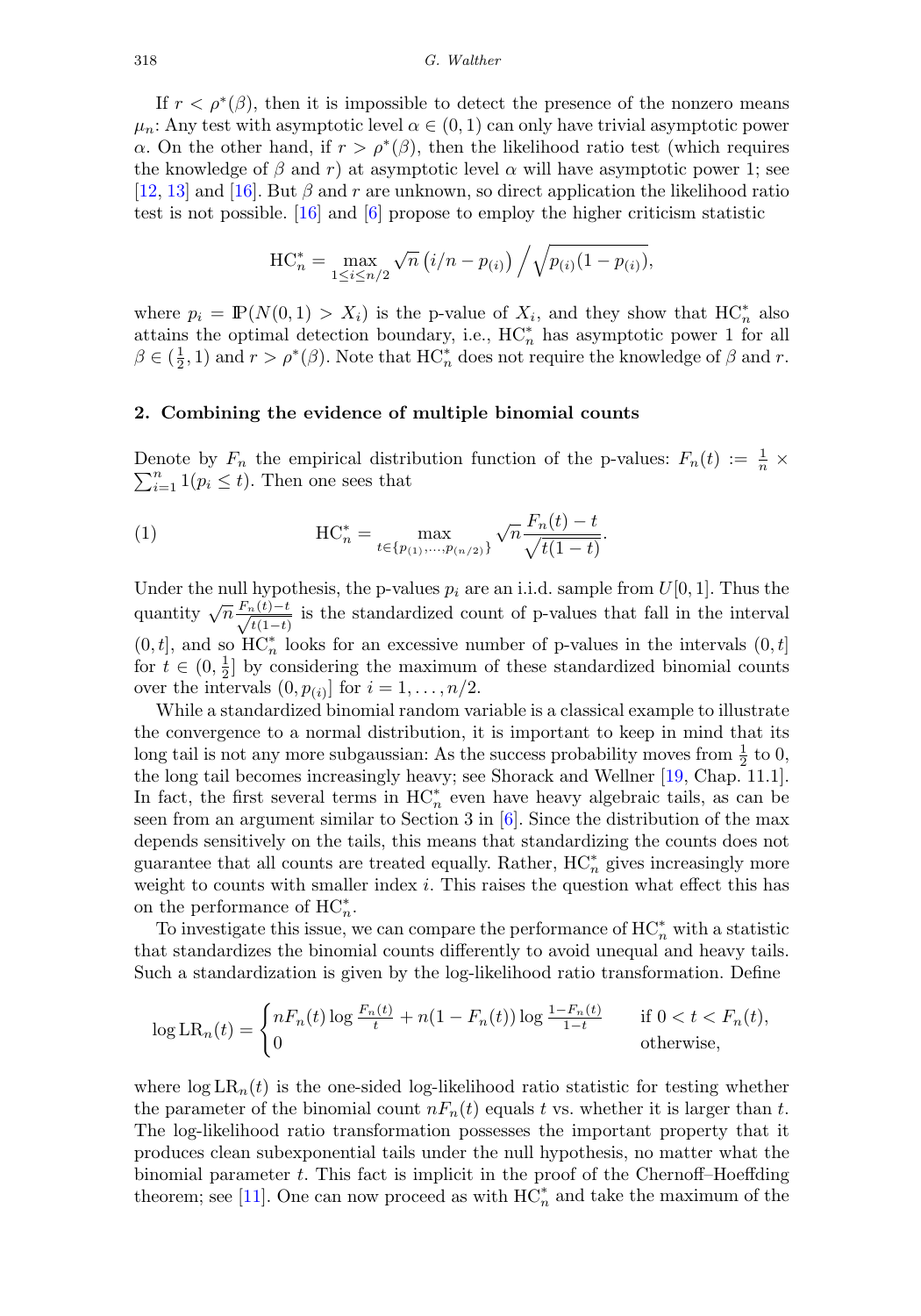If $r < \rho^*(\beta)$, then it is impossible to detect the presence of the nonzero means $\mu_n$: Any test with asymptotic level $\alpha \in (0,1)$ can only have trivial asymptotic power $\alpha$. On the other hand, if $r > \rho^*(\beta)$, then the likelihood ratio test (which requires the knowledge of $\beta$ and $r$) at asymptotic level $\alpha$ will have asymptotic power 1; see [12, 13] and [16]. But $\beta$ and $r$ are unknown, so direct application the likelihood ratio test is not possible. [16] and [6] propose to employ the higher criticism statistic

$$\mathrm{HC}_n^* = \max_{1 \le i \le n/2} \sqrt{n}\left(i/n - p_{(i)}\right) \Big/ \sqrt{p_{(i)}(1-p_{(i)})},$$

where $p_i = \mathbb{P}(N(0,1) > X_i)$ is the p-value of $X_i$, and they show that $\mathrm{HC}_n^*$ also attains the optimal detection boundary, i.e., $\mathrm{HC}_n^*$ has asymptotic power 1 for all $\beta \in (\frac{1}{2}, 1)$ and $r > \rho^*(\beta)$. Note that $\mathrm{HC}_n^*$ does not require the knowledge of $\beta$ and $r$.

## 2. Combining the evidence of multiple binomial counts

Denote by $F_n$ the empirical distribution function of the p-values: $F_n(t) := \frac{1}{n} \times \sum_{i=1}^n 1(p_i \le t)$. Then one sees that

$$\mathrm{HC}_n^* = \max_{t \in \{p_{(1)},\ldots,p_{(n/2)}\}} \sqrt{n}\frac{F_n(t)-t}{\sqrt{t(1-t)}}. \tag{1}$$

Under the null hypothesis, the p-values $p_i$ are an i.i.d. sample from $U[0,1]$. Thus the quantity $\sqrt{n}\frac{F_n(t)-t}{\sqrt{t(1-t)}}$ is the standardized count of p-values that fall in the interval $(0,t]$, and so $\mathrm{HC}_n^*$ looks for an excessive number of p-values in the intervals $(0,t]$ for $t \in (0, \frac{1}{2}]$ by considering the maximum of these standardized binomial counts over the intervals $(0, p_{(i)}]$ for $i = 1, \ldots, n/2$.

While a standardized binomial random variable is a classical example to illustrate the convergence to a normal distribution, it is important to keep in mind that its long tail is not any more subgaussian: As the success probability moves from $\frac{1}{2}$ to 0, the long tail becomes increasingly heavy; see Shorack and Wellner [19, Chap. 11.1]. In fact, the first several terms in $\mathrm{HC}_n^*$ even have heavy algebraic tails, as can be seen from an argument similar to Section 3 in [6]. Since the distribution of the max depends sensitively on the tails, this means that standardizing the counts does not guarantee that all counts are treated equally. Rather, $\mathrm{HC}_n^*$ gives increasingly more weight to counts with smaller index $i$. This raises the question what effect this has on the performance of $\mathrm{HC}_n^*$.

To investigate this issue, we can compare the performance of $\mathrm{HC}_n^*$ with a statistic that standardizes the binomial counts differently to avoid unequal and heavy tails. Such a standardization is given by the log-likelihood ratio transformation. Define

$$\log \mathrm{LR}_n(t) = \begin{cases} nF_n(t)\log\frac{F_n(t)}{t} + n(1-F_n(t))\log\frac{1-F_n(t)}{1-t} & \text{if } 0 < t < F_n(t), \\ 0 & \text{otherwise,} \end{cases}$$

where $\log \mathrm{LR}_n(t)$ is the one-sided log-likelihood ratio statistic for testing whether the parameter of the binomial count $nF_n(t)$ equals $t$ vs. whether it is larger than $t$. The log-likelihood ratio transformation possesses the important property that it produces clean subexponential tails under the null hypothesis, no matter what the binomial parameter $t$. This fact is implicit in the proof of the Chernoff–Hoeffding theorem; see [11]. One can now proceed as with $\mathrm{HC}_n^*$ and take the maximum of the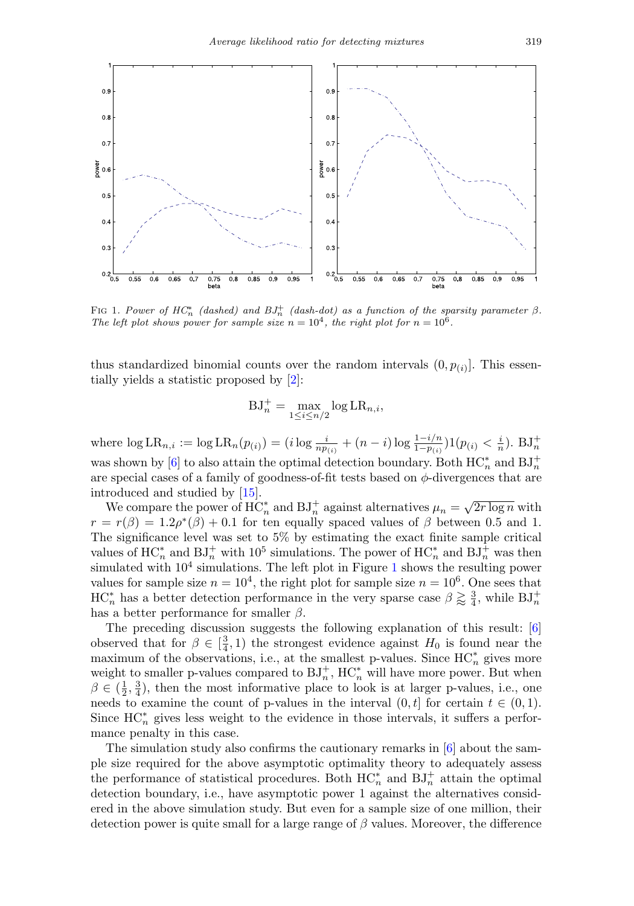FIG 1. *Power of $HC_n^*$ (dashed) and $BJ_n^+$ (dash-dot) as a function of the sparsity parameter $\beta$. The left plot shows power for sample size $n = 10^4$, the right plot for $n = 10^6$.*

thus standardized binomial counts over the random intervals $(0, p_{(i)}]$. This essentially yields a statistic proposed by [2]:

$$\mathrm{BJ}_n^+ = \max_{1 \le i \le n/2} \log \mathrm{LR}_{n,i},$$

where $\log \mathrm{LR}_{n,i} := \log \mathrm{LR}_n(p_{(i)}) = (i \log \frac{i}{np_{(i)}} + (n-i) \log \frac{1-i/n}{1-p_{(i)}}) 1(p_{(i)} < \frac{i}{n})$. $\mathrm{BJ}_n^+$ was shown by [6] to also attain the optimal detection boundary. Both $\mathrm{HC}_n^*$ and $\mathrm{BJ}_n^+$ are special cases of a family of goodness-of-fit tests based on $\phi$-divergences that are introduced and studied by [15].

We compare the power of $\mathrm{HC}_n^*$ and $\mathrm{BJ}_n^+$ against alternatives $\mu_n = \sqrt{2r \log n}$ with $r = r(\beta) = 1.2\rho^*(\beta) + 0.1$ for ten equally spaced values of $\beta$ between 0.5 and 1. The significance level was set to 5% by estimating the exact finite sample critical values of $\mathrm{HC}_n^*$ and $\mathrm{BJ}_n^+$ with $10^5$ simulations. The power of $\mathrm{HC}_n^*$ and $\mathrm{BJ}_n^+$ was then simulated with $10^4$ simulations. The left plot in Figure 1 shows the resulting power values for sample size $n = 10^4$, the right plot for sample size $n = 10^6$. One sees that $\mathrm{HC}_n^*$ has a better detection performance in the very sparse case $\beta \gtrapprox \frac{3}{4}$, while $\mathrm{BJ}_n^+$ has a better performance for smaller $\beta$.

The preceding discussion suggests the following explanation of this result: [6] observed that for $\beta \in [\frac{3}{4}, 1)$ the strongest evidence against $H_0$ is found near the maximum of the observations, i.e., at the smallest p-values. Since $\mathrm{HC}_n^*$ gives more weight to smaller p-values compared to $\mathrm{BJ}_n^+$, $\mathrm{HC}_n^*$ will have more power. But when $\beta \in (\frac{1}{2}, \frac{3}{4})$, then the most informative place to look is at larger p-values, i.e., one needs to examine the count of p-values in the interval $(0, t]$ for certain $t \in (0, 1)$. Since $\mathrm{HC}_n^*$ gives less weight to the evidence in those intervals, it suffers a performance penalty in this case.

The simulation study also confirms the cautionary remarks in [6] about the sample size required for the above asymptotic optimality theory to adequately assess the performance of statistical procedures. Both $\mathrm{HC}_n^*$ and $\mathrm{BJ}_n^+$ attain the optimal detection boundary, i.e., have asymptotic power 1 against the alternatives considered in the above simulation study. But even for a sample size of one million, their detection power is quite small for a large range of $\beta$ values. Moreover, the difference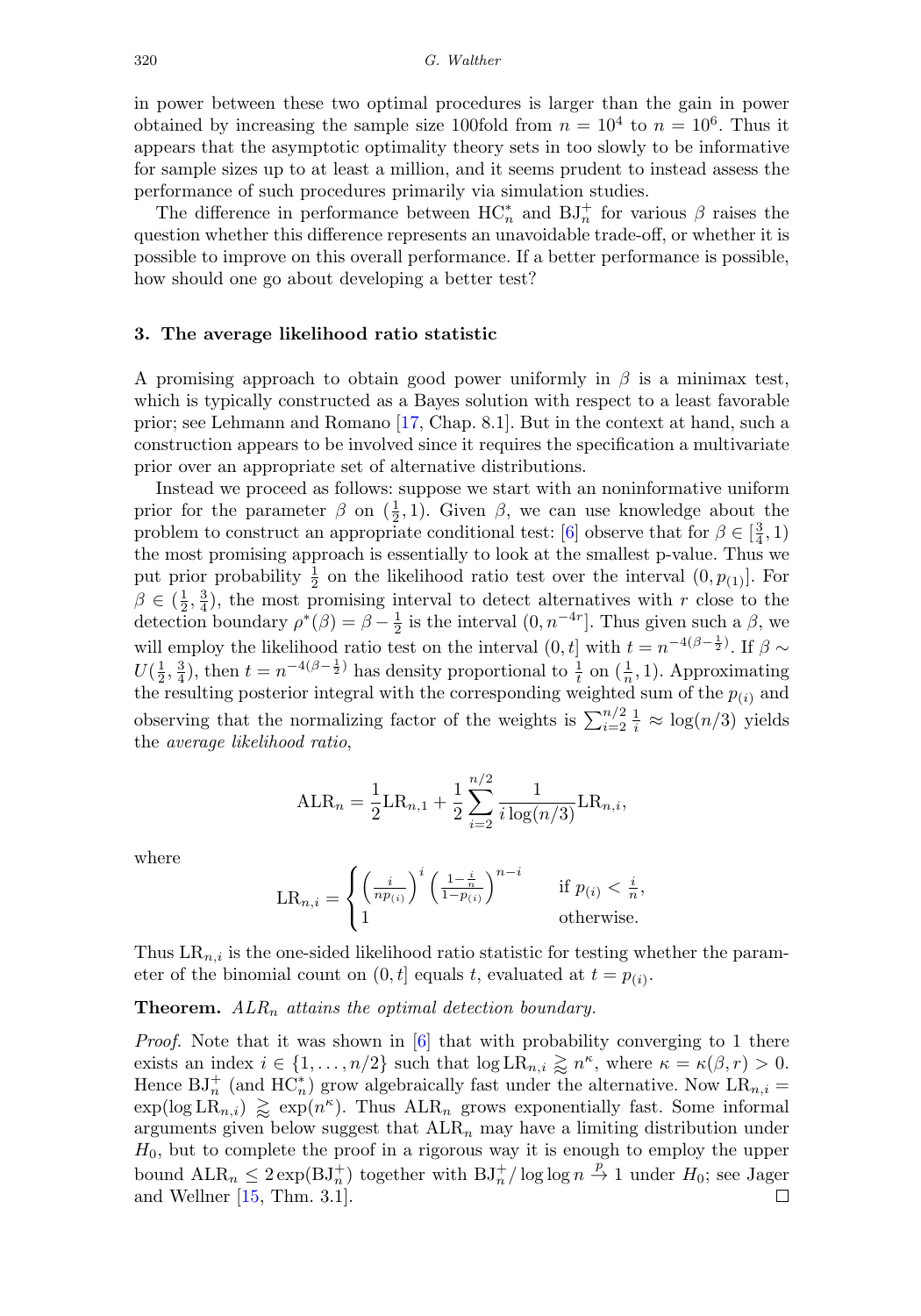in power between these two optimal procedures is larger than the gain in power obtained by increasing the sample size 100fold from $n = 10^4$ to $n = 10^6$. Thus it appears that the asymptotic optimality theory sets in too slowly to be informative for sample sizes up to at least a million, and it seems prudent to instead assess the performance of such procedures primarily via simulation studies.

The difference in performance between $\mathrm{HC}_n^*$ and $\mathrm{BJ}_n^+$ for various $\beta$ raises the question whether this difference represents an unavoidable trade-off, or whether it is possible to improve on this overall performance. If a better performance is possible, how should one go about developing a better test?

## 3. The average likelihood ratio statistic

A promising approach to obtain good power uniformly in $\beta$ is a minimax test, which is typically constructed as a Bayes solution with respect to a least favorable prior; see Lehmann and Romano [17, Chap. 8.1]. But in the context at hand, such a construction appears to be involved since it requires the specification a multivariate prior over an appropriate set of alternative distributions.

Instead we proceed as follows: suppose we start with an noninformative uniform prior for the parameter $\beta$ on $(\frac{1}{2}, 1)$. Given $\beta$, we can use knowledge about the problem to construct an appropriate conditional test: [6] observe that for $\beta \in [\frac{3}{4}, 1)$ the most promising approach is essentially to look at the smallest p-value. Thus we put prior probability $\frac{1}{2}$ on the likelihood ratio test over the interval $(0, p_{(1)}]$. For $\beta \in (\frac{1}{2}, \frac{3}{4})$, the most promising interval to detect alternatives with $r$ close to the detection boundary $\rho^*(\beta) = \beta - \frac{1}{2}$ is the interval $(0, n^{-4r}]$. Thus given such a $\beta$, we will employ the likelihood ratio test on the interval $(0, t]$ with $t = n^{-4(\beta - \frac{1}{2})}$. If $\beta \sim U(\frac{1}{2}, \frac{3}{4})$, then $t = n^{-4(\beta - \frac{1}{2})}$ has density proportional to $\frac{1}{t}$ on $(\frac{1}{n}, 1)$. Approximating the resulting posterior integral with the corresponding weighted sum of the $p_{(i)}$ and observing that the normalizing factor of the weights is $\sum_{i=2}^{n/2} \frac{1}{i} \approx \log(n/3)$ yields the *average likelihood ratio*,

$$\mathrm{ALR}_n = \frac{1}{2}\mathrm{LR}_{n,1} + \frac{1}{2}\sum_{i=2}^{n/2} \frac{1}{i \log(n/3)} \mathrm{LR}_{n,i},$$

where

$$\mathrm{LR}_{n,i} = \begin{cases} \left(\frac{i}{np_{(i)}}\right)^i \left(\frac{1-\frac{i}{n}}{1-p_{(i)}}\right)^{n-i} & \text{if } p_{(i)} < \frac{i}{n}, \\ 1 & \text{otherwise.} \end{cases}$$

Thus $\mathrm{LR}_{n,i}$ is the one-sided likelihood ratio statistic for testing whether the parameter of the binomial count on $(0, t]$ equals $t$, evaluated at $t = p_{(i)}$.

**Theorem.** *$ALR_n$ attains the optimal detection boundary.*

*Proof.* Note that it was shown in [6] that with probability converging to 1 there exists an index $i \in \{1, \dots, n/2\}$ such that $\log \mathrm{LR}_{n,i} \gtrapprox n^{\kappa}$, where $\kappa = \kappa(\beta, r) > 0$. Hence $\mathrm{BJ}_n^+$ (and $\mathrm{HC}_n^*$) grow algebraically fast under the alternative. Now $\mathrm{LR}_{n,i} = \exp(\log \mathrm{LR}_{n,i}) \gtrapprox \exp(n^{\kappa})$. Thus $\mathrm{ALR}_n$ grows exponentially fast. Some informal arguments given below suggest that $\mathrm{ALR}_n$ may have a limiting distribution under $H_0$, but to complete the proof in a rigorous way it is enough to employ the upper bound $\mathrm{ALR}_n \leq 2\exp(\mathrm{BJ}_n^+)$ together with $\mathrm{BJ}_n^+/\log\log n \xrightarrow{p} 1$ under $H_0$; see Jager and Wellner [15, Thm. 3.1]. □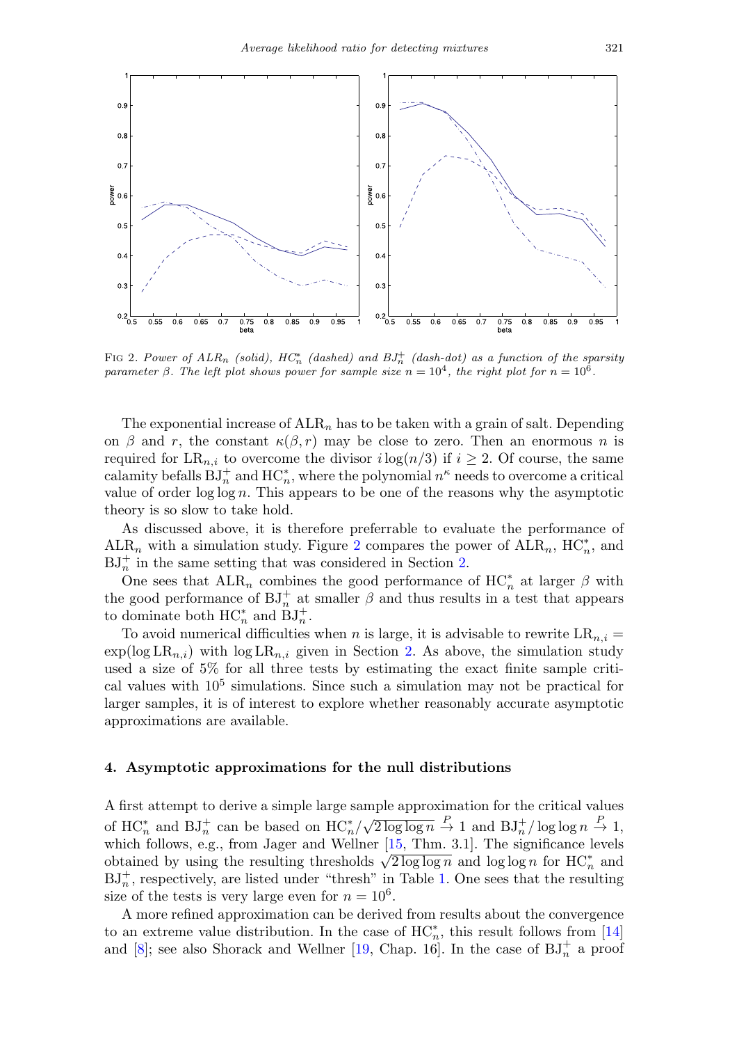FIG 2. *Power of $ALR_n$ (solid), $HC_n^*$ (dashed) and $BJ_n^+$ (dash-dot) as a function of the sparsity parameter $\beta$. The left plot shows power for sample size $n = 10^4$, the right plot for $n = 10^6$.*

The exponential increase of $\mathrm{ALR}_n$ has to be taken with a grain of salt. Depending on $\beta$ and $r$, the constant $\kappa(\beta, r)$ may be close to zero. Then an enormous $n$ is required for $\mathrm{LR}_{n,i}$ to overcome the divisor $i \log(n/3)$ if $i \geq 2$. Of course, the same calamity befalls $\mathrm{BJ}_n^+$ and $\mathrm{HC}_n^*$, where the polynomial $n^\kappa$ needs to overcome a critical value of order $\log \log n$. This appears to be one of the reasons why the asymptotic theory is so slow to take hold.

As discussed above, it is therefore preferrable to evaluate the performance of $\mathrm{ALR}_n$ with a simulation study. Figure 2 compares the power of $\mathrm{ALR}_n$, $\mathrm{HC}_n^*$, and $\mathrm{BJ}_n^+$ in the same setting that was considered in Section 2.

One sees that $\mathrm{ALR}_n$ combines the good performance of $\mathrm{HC}_n^*$ at larger $\beta$ with the good performance of $\mathrm{BJ}_n^+$ at smaller $\beta$ and thus results in a test that appears to dominate both $\mathrm{HC}_n^*$ and $\mathrm{BJ}_n^+$.

To avoid numerical difficulties when $n$ is large, it is advisable to rewrite $\mathrm{LR}_{n,i} = \exp(\log \mathrm{LR}_{n,i})$ with $\log \mathrm{LR}_{n,i}$ given in Section 2. As above, the simulation study used a size of 5% for all three tests by estimating the exact finite sample critical values with $10^5$ simulations. Since such a simulation may not be practical for larger samples, it is of interest to explore whether reasonably accurate asymptotic approximations are available.

## 4. Asymptotic approximations for the null distributions

A first attempt to derive a simple large sample approximation for the critical values of $\mathrm{HC}_n^*$ and $\mathrm{BJ}_n^+$ can be based on $\mathrm{HC}_n^*/\sqrt{2 \log \log n} \xrightarrow{P} 1$ and $\mathrm{BJ}_n^+/\log \log n \xrightarrow{P} 1$, which follows, e.g., from Jager and Wellner [15, Thm. 3.1]. The significance levels obtained by using the resulting thresholds $\sqrt{2 \log \log n}$ and $\log \log n$ for $\mathrm{HC}_n^*$ and $\mathrm{BJ}_n^+$, respectively, are listed under "thresh" in Table 1. One sees that the resulting size of the tests is very large even for $n = 10^6$.

A more refined approximation can be derived from results about the convergence to an extreme value distribution. In the case of $\mathrm{HC}_n^*$, this result follows from [14] and [8]; see also Shorack and Wellner [19, Chap. 16]. In the case of $\mathrm{BJ}_n^+$ a proof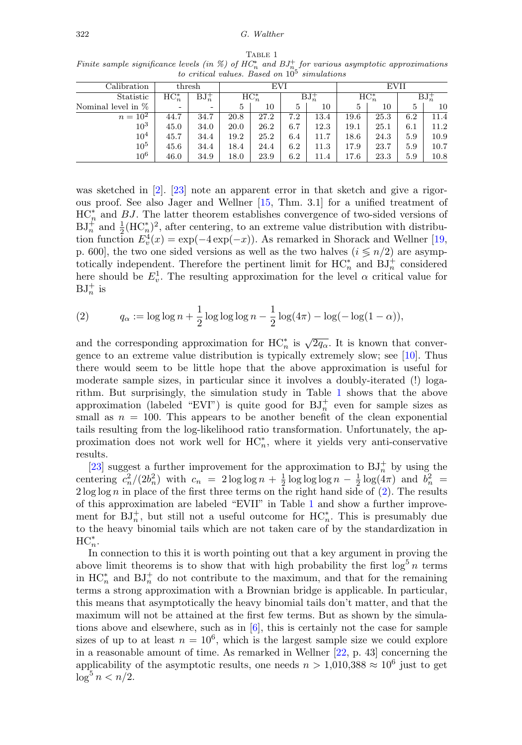Table 1
*Finite sample significance levels (in %) of $HC_n^*$ and $BJ_n^+$ for various asymptotic approximations to critical values. Based on $10^5$ simulations*

| Calibration | thresh | | EVI | | | | EVII | | | |
|---|---|---|---|---|---|---|---|---|---|---|
| Statistic | $\mathrm{HC}_n^*$ | $\mathrm{BJ}_n^+$ | $\mathrm{HC}_n^*$ | | $\mathrm{BJ}_n^+$ | | $\mathrm{HC}_n^*$ | | $\mathrm{BJ}_n^+$ | |
| Nominal level in % | - | - | 5 | 10 | 5 | 10 | 5 | 10 | 5 | 10 |
| $n = 10^2$ | 44.7 | 34.7 | 20.8 | 27.2 | 7.2 | 13.4 | 19.6 | 25.3 | 6.2 | 11.4 |
| $10^3$ | 45.0 | 34.0 | 20.0 | 26.2 | 6.7 | 12.3 | 19.1 | 25.1 | 6.1 | 11.2 |
| $10^4$ | 45.7 | 34.4 | 19.2 | 25.2 | 6.4 | 11.7 | 18.6 | 24.3 | 5.9 | 10.9 |
| $10^5$ | 45.6 | 34.4 | 18.4 | 24.4 | 6.2 | 11.3 | 17.9 | 23.7 | 5.9 | 10.7 |
| $10^6$ | 46.0 | 34.9 | 18.0 | 23.9 | 6.2 | 11.4 | 17.6 | 23.3 | 5.9 | 10.8 |

was sketched in [2]. [23] note an apparent error in that sketch and give a rigorous proof. See also Jager and Wellner [15, Thm. 3.1] for a unified treatment of $\mathrm{HC}_n^*$ and $BJ$. The latter theorem establishes convergence of two-sided versions of $\mathrm{BJ}_n^+$ and $\frac{1}{2}(\mathrm{HC}_n^*)^2$, after centering, to an extreme value distribution with distribution function $E_v^4(x) = \exp(-4\exp(-x))$. As remarked in Shorack and Wellner [19, p. 600], the two one sided versions as well as the two halves ($i \leqslant n/2$) are asymptotically independent. Therefore the pertinent limit for $\mathrm{HC}_n^*$ and $\mathrm{BJ}_n^+$ considered here should be $E_v^1$. The resulting approximation for the level $\alpha$ critical value for $\mathrm{BJ}_n^+$ is

$$q_\alpha := \log\log n + \frac{1}{2}\log\log\log n - \frac{1}{2}\log(4\pi) - \log(-\log(1-\alpha)), \tag{2}$$

and the corresponding approximation for $\mathrm{HC}_n^*$ is $\sqrt{2q_\alpha}$. It is known that convergence to an extreme value distribution is typically extremely slow; see [10]. Thus there would seem to be little hope that the above approximation is useful for moderate sample sizes, in particular since it involves a doubly-iterated (!) logarithm. But surprisingly, the simulation study in Table 1 shows that the above approximation (labeled "EVI") is quite good for $\mathrm{BJ}_n^+$ even for sample sizes as small as $n = 100$. This appears to be another benefit of the clean exponential tails resulting from the log-likelihood ratio transformation. Unfortunately, the approximation does not work well for $\mathrm{HC}_n^*$, where it yields very anti-conservative results.

[23] suggest a further improvement for the approximation to $\mathrm{BJ}_n^+$ by using the centering $c_n^2/(2b_n^2)$ with $c_n = 2\log\log n + \frac{1}{2}\log\log\log n - \frac{1}{2}\log(4\pi)$ and $b_n^2 = 2\log\log n$ in place of the first three terms on the right hand side of (2). The results of this approximation are labeled "EVII" in Table 1 and show a further improvement for $\mathrm{BJ}_n^+$, but still not a useful outcome for $\mathrm{HC}_n^*$. This is presumably due to the heavy binomial tails which are not taken care of by the standardization in $\mathrm{HC}_n^*$.

In connection to this it is worth pointing out that a key argument in proving the above limit theorems is to show that with high probability the first $\log^5 n$ terms in $\mathrm{HC}_n^*$ and $\mathrm{BJ}_n^+$ do not contribute to the maximum, and that for the remaining terms a strong approximation with a Brownian bridge is applicable. In particular, this means that asymptotically the heavy binomial tails don't matter, and that the maximum will not be attained at the first few terms. But as shown by the simulations above and elsewhere, such as in [6], this is certainly not the case for sample sizes of up to at least $n = 10^6$, which is the largest sample size we could explore in a reasonable amount of time. As remarked in Wellner [22, p. 43] concerning the applicability of the asymptotic results, one needs $n > 1{,}010{,}388 \approx 10^6$ just to get $\log^5 n < n/2$.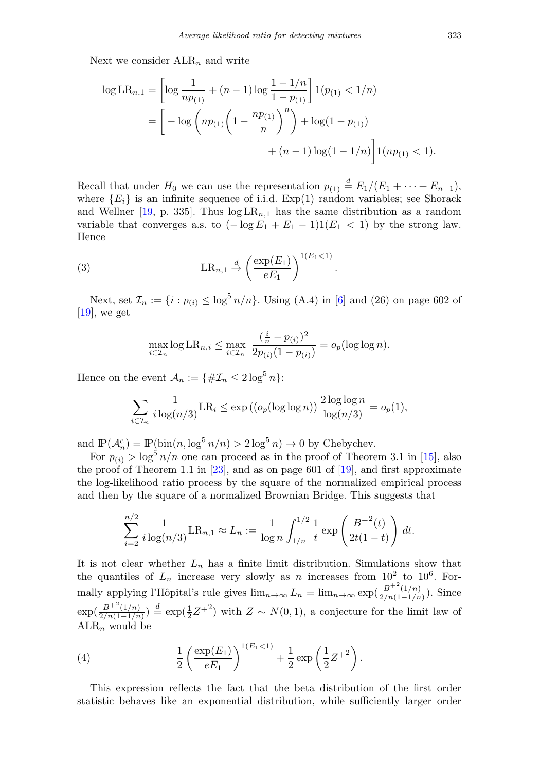Next we consider $\mathrm{ALR}_n$ and write

$$
\begin{aligned}
\log \mathrm{LR}_{n,1} &= \left[\log \frac{1}{np_{(1)}} + (n-1)\log\frac{1-1/n}{1-p_{(1)}}\right] 1(p_{(1)} < 1/n) \\
&= \left[ -\log\left(np_{(1)}\left(1 - \frac{np_{(1)}}{n}\right)^n\right) + \log(1-p_{(1)}) \right. \\
&\qquad\qquad\qquad \left. + (n-1)\log(1-1/n)\right] 1(np_{(1)} < 1).
\end{aligned}
$$

Recall that under $H_0$ we can use the representation $p_{(1)} \overset{d}{=} E_1/(E_1 + \cdots + E_{n+1})$, where $\{E_i\}$ is an infinite sequence of i.i.d. Exp(1) random variables; see Shorack and Wellner [19, p. 335]. Thus $\log \mathrm{LR}_{n,1}$ has the same distribution as a random variable that converges a.s. to $(-\log E_1 + E_1 - 1)1(E_1 < 1)$ by the strong law. Hence

$$
\mathrm{LR}_{n,1} \overset{d}{\to} \left(\frac{\exp(E_1)}{eE_1}\right)^{1(E_1<1)}. \tag{3}
$$

Next, set $\mathcal{I}_n := \{i : p_{(i)} \le \log^5 n/n\}$. Using (A.4) in [6] and (26) on page 602 of [19], we get

$$
\max_{i \in \mathcal{I}_n} \log \mathrm{LR}_{n,i} \le \max_{i\in\mathcal{I}_n} \frac{(\frac{i}{n} - p_{(i)})^2}{2p_{(i)}(1-p_{(i)})} = o_p(\log\log n).
$$

Hence on the event $\mathcal{A}_n := \{\#\mathcal{I}_n \le 2\log^5 n\}$:

$$
\sum_{i\in\mathcal{I}_n} \frac{1}{i\log(n/3)}\mathrm{LR}_i \le \exp\left((o_p(\log\log n)\right)\frac{2\log\log n}{\log(n/3)} = o_p(1),
$$

and $\mathbb{P}(\mathcal{A}_n^c) = \mathbb{P}(\mathrm{bin}(n, \log^5 n/n) > 2\log^5 n) \to 0$ by Chebychev.

For $p_{(i)} > \log^5 n/n$ one can proceed as in the proof of Theorem 3.1 in [15], also the proof of Theorem 1.1 in [23], and as on page 601 of [19], and first approximate the log-likelihood ratio process by the square of the normalized empirical process and then by the square of a normalized Brownian Bridge. This suggests that

$$
\sum_{i=2}^{n/2} \frac{1}{i\log(n/3)}\mathrm{LR}_{n,1} \approx L_n := \frac{1}{\log n}\int_{1/n}^{1/2} \frac{1}{t}\exp\left(\frac{B^{+2}(t)}{2t(1-t)}\right) dt.
$$

It is not clear whether $L_n$ has a finite limit distribution. Simulations show that the quantiles of $L_n$ increase very slowly as $n$ increases from $10^2$ to $10^6$. Formally applying l'Hôpital's rule gives $\lim_{n\to\infty} L_n = \lim_{n\to\infty}\exp(\frac{B^{+2}(1/n)}{2/n(1-1/n)})$. Since $\exp(\frac{B^{+2}(1/n)}{2/n(1-1/n)}) \overset{d}{=} \exp(\frac{1}{2}Z^{+2})$ with $Z \sim N(0,1)$, a conjecture for the limit law of $\mathrm{ALR}_n$ would be

$$
\frac{1}{2}\left(\frac{\exp(E_1)}{eE_1}\right)^{1(E_1<1)} + \frac{1}{2}\exp\left(\frac{1}{2}Z^{+2}\right). \tag{4}
$$

This expression reflects the fact that the beta distribution of the first order statistic behaves like an exponential distribution, while sufficiently larger order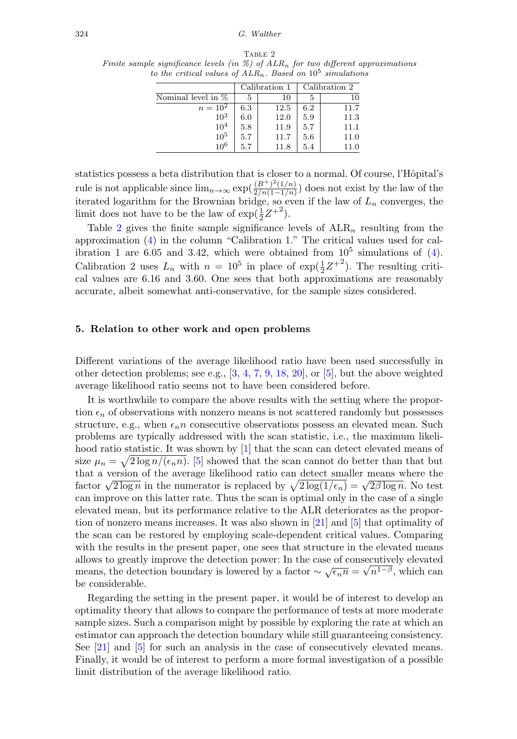Table 2
*Finite sample significance levels (in %) of $ALR_n$ for two different approximations to the critical values of $ALR_n$. Based on $10^5$ simulations*

| | Calibration 1 | | Calibration 2 | |
|---|---|---|---|---|
| Nominal level in % | 5 | 10 | 5 | 10 |
| $n = 10^2$ | 6.3 | 12.5 | 6.2 | 11.7 |
| $10^3$ | 6.0 | 12.0 | 5.9 | 11.3 |
| $10^4$ | 5.8 | 11.9 | 5.7 | 11.1 |
| $10^5$ | 5.7 | 11.7 | 5.6 | 11.0 |
| $10^6$ | 5.7 | 11.8 | 5.4 | 11.0 |

statistics possess a beta distribution that is closer to a normal. Of course, l'Hôpital's rule is not applicable since $\lim_{n\to\infty} \exp(\frac{(B^+)^2(1/n)}{2/n(1-1/n)})$ does not exist by the law of the iterated logarithm for the Brownian bridge, so even if the law of $L_n$ converges, the limit does not have to be the law of $\exp(\frac{1}{2}{Z^+}^2)$.

Table 2 gives the finite sample significance levels of $\text{ALR}_n$ resulting from the approximation (4) in the column "Calibration 1." The critical values used for calibration 1 are 6.05 and 3.42, which were obtained from $10^5$ simulations of (4). Calibration 2 uses $L_n$ with $n = 10^5$ in place of $\exp(\frac{1}{2}{Z^+}^2)$. The resulting critical values are 6.16 and 3.60. One sees that both approximations are reasonably accurate, albeit somewhat anti-conservative, for the sample sizes considered.

## 5. Relation to other work and open problems

Different variations of the average likelihood ratio have been used successfully in other detection problems; see e.g., [3, 4, 7, 9, 18, 20], or [5], but the above weighted average likelihood ratio seems not to have been considered before.

It is worthwhile to compare the above results with the setting where the proportion $\epsilon_n$ of observations with nonzero means is not scattered randomly but possesses structure, e.g., when $\epsilon_n n$ consecutive observations possess an elevated mean. Such problems are typically addressed with the scan statistic, i.e., the maximum likelihood ratio statistic. It was shown by [1] that the scan can detect elevated means of size $\mu_n = \sqrt{2\log n/(\epsilon_n n)}$. [5] showed that the scan cannot do better than that but that a version of the average likelihood ratio can detect smaller means where the factor $\sqrt{2\log n}$ in the numerator is replaced by $\sqrt{2\log(1/\epsilon_n)} = \sqrt{2\beta\log n}$. No test can improve on this latter rate. Thus the scan is optimal only in the case of a single elevated mean, but its performance relative to the ALR deteriorates as the proportion of nonzero means increases. It was also shown in [21] and [5] that optimality of the scan can be restored by employing scale-dependent critical values. Comparing with the results in the present paper, one sees that structure in the elevated means allows to greatly improve the detection power: In the case of consecutively elevated means, the detection boundary is lowered by a factor $\sim \sqrt{\epsilon_n n} = \sqrt{n^{1-\beta}}$, which can be considerable.

Regarding the setting in the present paper, it would be of interest to develop an optimality theory that allows to compare the performance of tests at more moderate sample sizes. Such a comparison might by possible by exploring the rate at which an estimator can approach the detection boundary while still guaranteeing consistency. See [21] and [5] for such an analysis in the case of consecutively elevated means. Finally, it would be of interest to perform a more formal investigation of a possible limit distribution of the average likelihood ratio.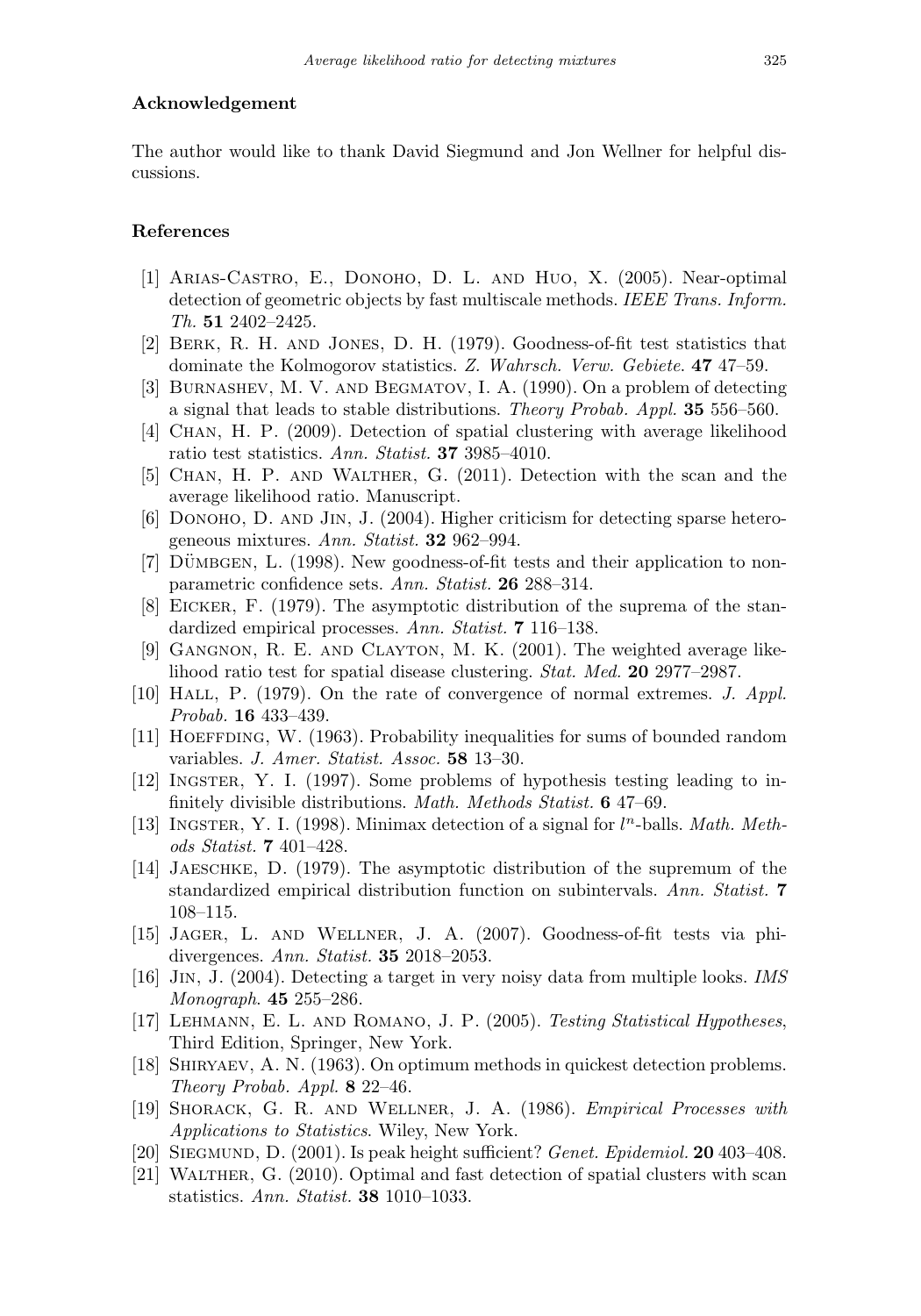### Acknowledgement

The author would like to thank David Siegmund and Jon Wellner for helpful discussions.

### References

- [1] Arias-Castro, E., Donoho, D. L. and Huo, X. (2005). Near-optimal detection of geometric objects by fast multiscale methods. *IEEE Trans. Inform. Th.* **51** 2402–2425.
- [2] Berk, R. H. and Jones, D. H. (1979). Goodness-of-fit test statistics that dominate the Kolmogorov statistics. *Z. Wahrsch. Verw. Gebiete*. **47** 47–59.
- [3] Burnashev, M. V. and Begmatov, I. A. (1990). On a problem of detecting a signal that leads to stable distributions. *Theory Probab. Appl.* **35** 556–560.
- [4] Chan, H. P. (2009). Detection of spatial clustering with average likelihood ratio test statistics. *Ann. Statist.* **37** 3985–4010.
- [5] Chan, H. P. and Walther, G. (2011). Detection with the scan and the average likelihood ratio. Manuscript.
- [6] Donoho, D. and Jin, J. (2004). Higher criticism for detecting sparse heterogeneous mixtures. *Ann. Statist.* **32** 962–994.
- [7] Dümbgen, L. (1998). New goodness-of-fit tests and their application to nonparametric confidence sets. *Ann. Statist.* **26** 288–314.
- [8] Eicker, F. (1979). The asymptotic distribution of the suprema of the standardized empirical processes. *Ann. Statist.* **7** 116–138.
- [9] Gangnon, R. E. and Clayton, M. K. (2001). The weighted average likelihood ratio test for spatial disease clustering. *Stat. Med.* **20** 2977–2987.
- [10] Hall, P. (1979). On the rate of convergence of normal extremes. *J. Appl. Probab.* **16** 433–439.
- [11] Hoeffding, W. (1963). Probability inequalities for sums of bounded random variables. *J. Amer. Statist. Assoc.* **58** 13–30.
- [12] Ingster, Y. I. (1997). Some problems of hypothesis testing leading to infinitely divisible distributions. *Math. Methods Statist.* **6** 47–69.
- [13] Ingster, Y. I. (1998). Minimax detection of a signal for $l^n$-balls. *Math. Methods Statist.* **7** 401–428.
- [14] Jaeschke, D. (1979). The asymptotic distribution of the supremum of the standardized empirical distribution function on subintervals. *Ann. Statist.* **7** 108–115.
- [15] Jager, L. and Wellner, J. A. (2007). Goodness-of-fit tests via phi-divergences. *Ann. Statist.* **35** 2018–2053.
- [16] Jin, J. (2004). Detecting a target in very noisy data from multiple looks. *IMS Monograph*. **45** 255–286.
- [17] Lehmann, E. L. and Romano, J. P. (2005). *Testing Statistical Hypotheses*, Third Edition, Springer, New York.
- [18] Shiryaev, A. N. (1963). On optimum methods in quickest detection problems. *Theory Probab. Appl.* **8** 22–46.
- [19] Shorack, G. R. and Wellner, J. A. (1986). *Empirical Processes with Applications to Statistics*. Wiley, New York.
- [20] Siegmund, D. (2001). Is peak height sufficient? *Genet. Epidemiol.* **20** 403–408.
- [21] Walther, G. (2010). Optimal and fast detection of spatial clusters with scan statistics. *Ann. Statist.* **38** 1010–1033.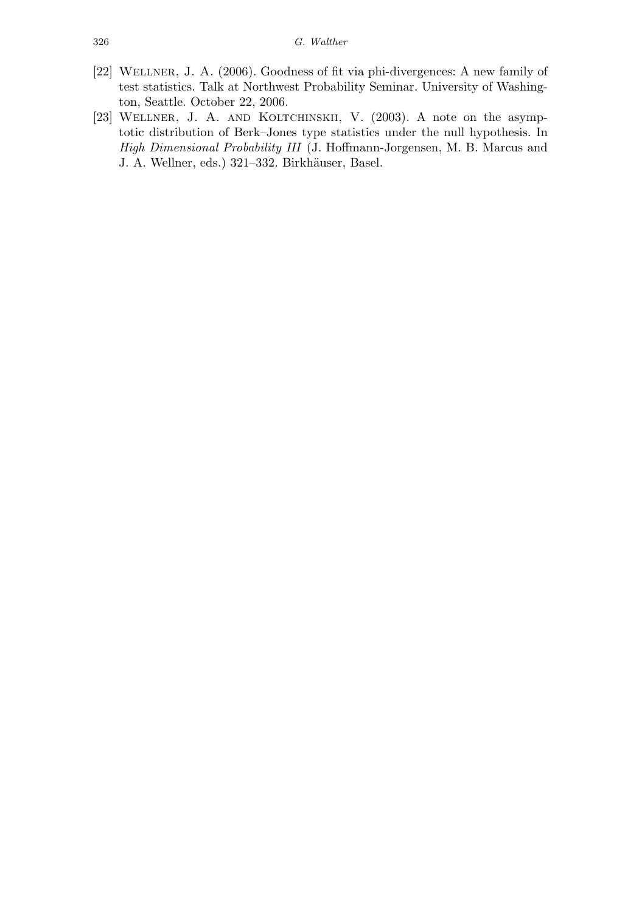[22] WELLNER, J. A. (2006). Goodness of fit via phi-divergences: A new family of test statistics. Talk at Northwest Probability Seminar. University of Washington, Seattle. October 22, 2006.

[23] WELLNER, J. A. AND KOLTCHINSKII, V. (2003). A note on the asymptotic distribution of Berk–Jones type statistics under the null hypothesis. In *High Dimensional Probability III* (J. Hoffmann-Jorgensen, M. B. Marcus and J. A. Wellner, eds.) 321–332. Birkhäuser, Basel.